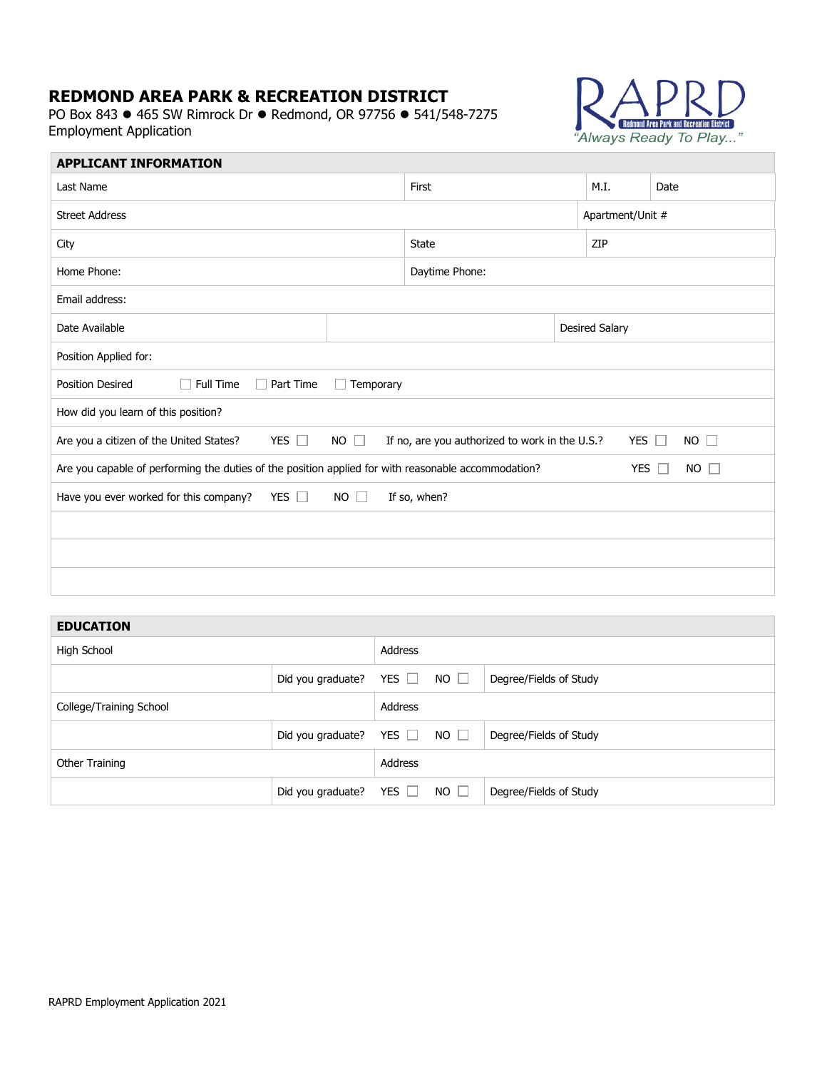# REDMOND AREA PARK & RECREATION DISTRICT

PO Box 843 ● 465 SW Rimrock Dr ● Redmond, OR 97756 ● 541/548-7275

Employment Application

RAPRD
Redmond Area Park and Recreation District
*"Always Ready To Play..."*

## APPLICANT INFORMATION

| Last Name | First | M.I. | Date |
|---|---|---|---|
| Street Address | | Apartment/Unit # | |
| City | State | ZIP | |
| Home Phone: | Daytime Phone: | | |
| Email address: | | | |
| Date Available | | Desired Salary | |
| Position Applied for: | | | |

Position Desired ☐ Full Time ☐ Part Time ☐ Temporary

How did you learn of this position?

Are you a citizen of the United States? YES ☐ NO ☐ If no, are you authorized to work in the U.S.? YES ☐ NO ☐

Are you capable of performing the duties of the position applied for with reasonable accommodation? YES ☐ NO ☐

Have you ever worked for this company? YES ☐ NO ☐ If so, when?

## EDUCATION

| High School | | Address | |
|---|---|---|---|
| | Did you graduate? | YES ☐ NO ☐ | Degree/Fields of Study |
| College/Training School | | Address | |
| | Did you graduate? | YES ☐ NO ☐ | Degree/Fields of Study |
| Other Training | | Address | |
| | Did you graduate? | YES ☐ NO ☐ | Degree/Fields of Study |

RAPRD Employment Application 2021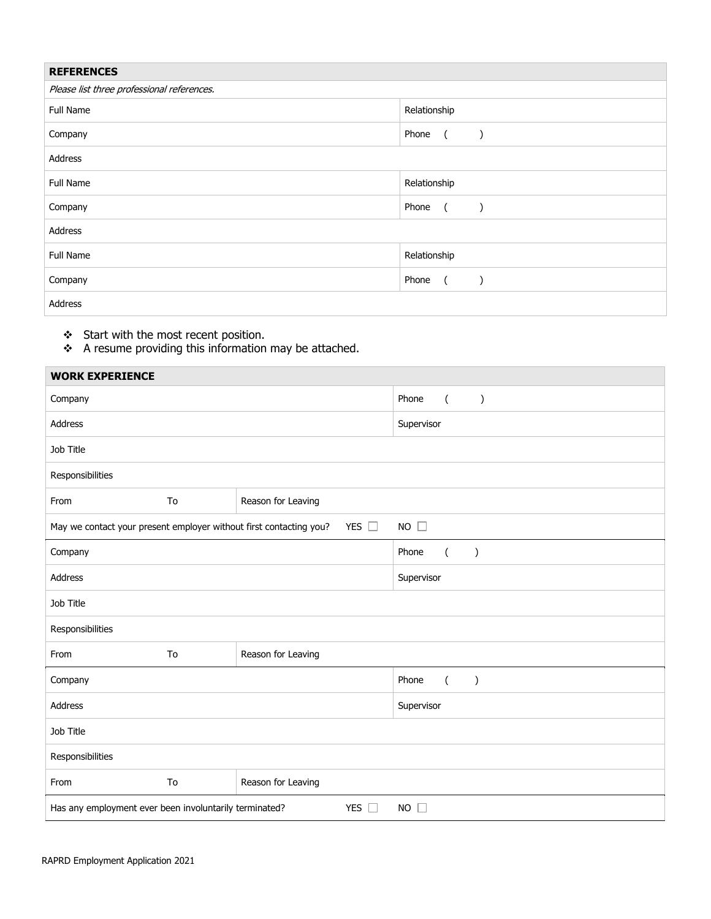| **REFERENCES** | |
|---|---|
| *Please list three professional references.* | |
| Full Name | Relationship |
| Company | Phone ( ) |
| Address | |
| Full Name | Relationship |
| Company | Phone ( ) |
| Address | |
| Full Name | Relationship |
| Company | Phone ( ) |
| Address | |

- Start with the most recent position.
- A resume providing this information may be attached.

| **WORK EXPERIENCE** | | | |
|---|---|---|---|
| Company | | | Phone ( ) |
| Address | | | Supervisor |
| Job Title | | | |
| Responsibilities | | | |
| From | To | Reason for Leaving | |
| May we contact your present employer without first contacting you? YES ☐ | | | NO ☐ |
| Company | | | Phone ( ) |
| Address | | | Supervisor |
| Job Title | | | |
| Responsibilities | | | |
| From | To | Reason for Leaving | |
| Company | | | Phone ( ) |
| Address | | | Supervisor |
| Job Title | | | |
| Responsibilities | | | |
| From | To | Reason for Leaving | |
| Has any employment ever been involuntarily terminated? YES ☐ | | | NO ☐ |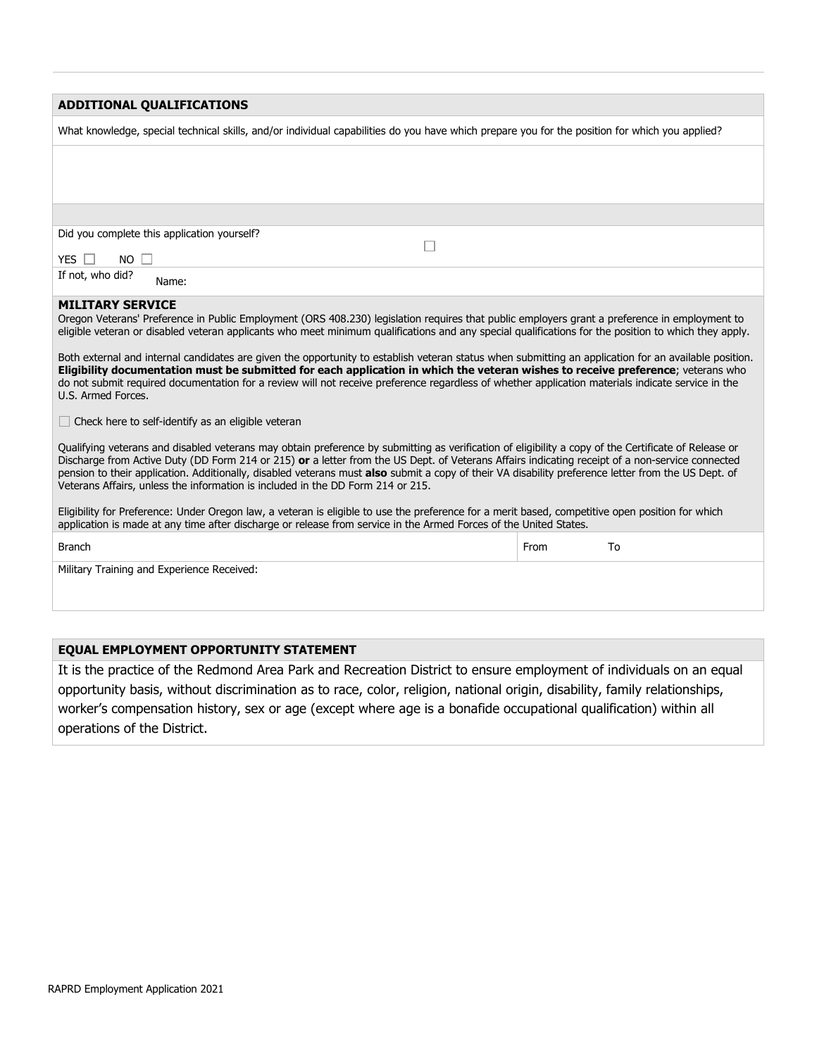## ADDITIONAL QUALIFICATIONS

What knowledge, special technical skills, and/or individual capabilities do you have which prepare you for the position for which you applied?

Did you complete this application yourself?

YES ☐ NO ☐

If not, who did? Name:

## MILITARY SERVICE

Oregon Veterans' Preference in Public Employment (ORS 408.230) legislation requires that public employers grant a preference in employment to eligible veteran or disabled veteran applicants who meet minimum qualifications and any special qualifications for the position to which they apply.

Both external and internal candidates are given the opportunity to establish veteran status when submitting an application for an available position. **Eligibility documentation must be submitted for each application in which the veteran wishes to receive preference**; veterans who do not submit required documentation for a review will not receive preference regardless of whether application materials indicate service in the U.S. Armed Forces.

☐ Check here to self-identify as an eligible veteran

Qualifying veterans and disabled veterans may obtain preference by submitting as verification of eligibility a copy of the Certificate of Release or Discharge from Active Duty (DD Form 214 or 215) **or** a letter from the US Dept. of Veterans Affairs indicating receipt of a non-service connected pension to their application. Additionally, disabled veterans must **also** submit a copy of their VA disability preference letter from the US Dept. of Veterans Affairs, unless the information is included in the DD Form 214 or 215.

Eligibility for Preference: Under Oregon law, a veteran is eligible to use the preference for a merit based, competitive open position for which application is made at any time after discharge or release from service in the Armed Forces of the United States.

| Branch | From | To |
|---|---|---|
| | | |

Military Training and Experience Received:

## EQUAL EMPLOYMENT OPPORTUNITY STATEMENT

It is the practice of the Redmond Area Park and Recreation District to ensure employment of individuals on an equal opportunity basis, without discrimination as to race, color, religion, national origin, disability, family relationships, worker's compensation history, sex or age (except where age is a bonafide occupational qualification) within all operations of the District.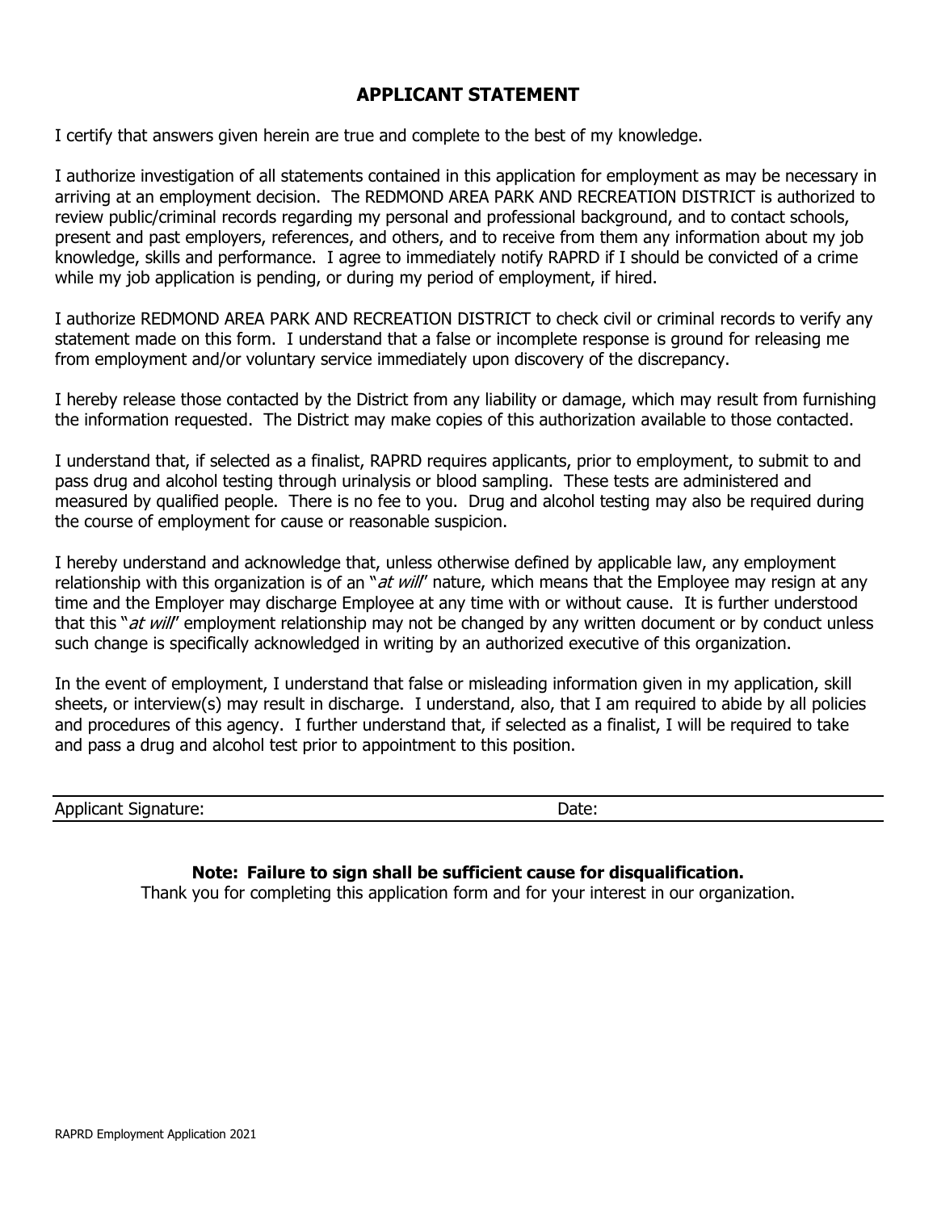## APPLICANT STATEMENT

I certify that answers given herein are true and complete to the best of my knowledge.

I authorize investigation of all statements contained in this application for employment as may be necessary in arriving at an employment decision. The REDMOND AREA PARK AND RECREATION DISTRICT is authorized to review public/criminal records regarding my personal and professional background, and to contact schools, present and past employers, references, and others, and to receive from them any information about my job knowledge, skills and performance. I agree to immediately notify RAPRD if I should be convicted of a crime while my job application is pending, or during my period of employment, if hired.

I authorize REDMOND AREA PARK AND RECREATION DISTRICT to check civil or criminal records to verify any statement made on this form. I understand that a false or incomplete response is ground for releasing me from employment and/or voluntary service immediately upon discovery of the discrepancy.

I hereby release those contacted by the District from any liability or damage, which may result from furnishing the information requested. The District may make copies of this authorization available to those contacted.

I understand that, if selected as a finalist, RAPRD requires applicants, prior to employment, to submit to and pass drug and alcohol testing through urinalysis or blood sampling. These tests are administered and measured by qualified people. There is no fee to you. Drug and alcohol testing may also be required during the course of employment for cause or reasonable suspicion.

I hereby understand and acknowledge that, unless otherwise defined by applicable law, any employment relationship with this organization is of an "*at will*" nature, which means that the Employee may resign at any time and the Employer may discharge Employee at any time with or without cause. It is further understood that this "*at will*" employment relationship may not be changed by any written document or by conduct unless such change is specifically acknowledged in writing by an authorized executive of this organization.

In the event of employment, I understand that false or misleading information given in my application, skill sheets, or interview(s) may result in discharge. I understand, also, that I am required to abide by all policies and procedures of this agency. I further understand that, if selected as a finalist, I will be required to take and pass a drug and alcohol test prior to appointment to this position.

Applicant Signature: ______________________________ Date: ______________

**Note: Failure to sign shall be sufficient cause for disqualification.**

Thank you for completing this application form and for your interest in our organization.

RAPRD Employment Application 2021